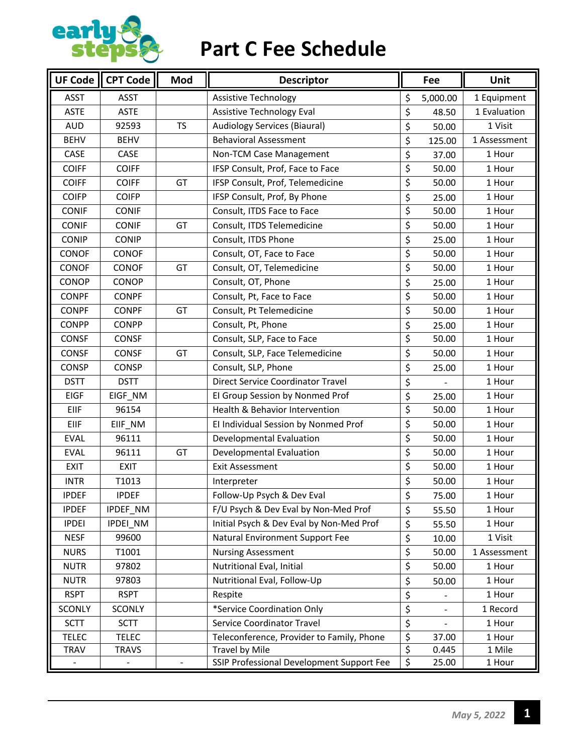# Part C Fee Schedule

| UF Code | CPT Code | Mod | Descriptor | Fee | Unit |
|---|---|---|---|---|---|
| ASST | ASST | | Assistive Technology | $ 5,000.00 | 1 Equipment |
| ASTE | ASTE | | Assistive Technology Eval | $ 48.50 | 1 Evaluation |
| AUD | 92593 | TS | Audiology Services (Biaural) | $ 50.00 | 1 Visit |
| BEHV | BEHV | | Behavioral Assessment | $ 125.00 | 1 Assessment |
| CASE | CASE | | Non-TCM Case Management | $ 37.00 | 1 Hour |
| COIFF | COIFF | | IFSP Consult, Prof, Face to Face | $ 50.00 | 1 Hour |
| COIFF | COIFF | GT | IFSP Consult, Prof, Telemedicine | $ 50.00 | 1 Hour |
| COIFP | COIFP | | IFSP Consult, Prof, By Phone | $ 25.00 | 1 Hour |
| CONIF | CONIF | | Consult, ITDS Face to Face | $ 50.00 | 1 Hour |
| CONIF | CONIF | GT | Consult, ITDS Telemedicine | $ 50.00 | 1 Hour |
| CONIP | CONIP | | Consult, ITDS Phone | $ 25.00 | 1 Hour |
| CONOF | CONOF | | Consult, OT, Face to Face | $ 50.00 | 1 Hour |
| CONOF | CONOF | GT | Consult, OT, Telemedicine | $ 50.00 | 1 Hour |
| CONOP | CONOP | | Consult, OT, Phone | $ 25.00 | 1 Hour |
| CONPF | CONPF | | Consult, Pt, Face to Face | $ 50.00 | 1 Hour |
| CONPF | CONPF | GT | Consult, Pt Telemedicine | $ 50.00 | 1 Hour |
| CONPP | CONPP | | Consult, Pt, Phone | $ 25.00 | 1 Hour |
| CONSF | CONSF | | Consult, SLP, Face to Face | $ 50.00 | 1 Hour |
| CONSF | CONSF | GT | Consult, SLP, Face Telemedicine | $ 50.00 | 1 Hour |
| CONSP | CONSP | | Consult, SLP, Phone | $ 25.00 | 1 Hour |
| DSTT | DSTT | | Direct Service Coordinator Travel | $ - | 1 Hour |
| EIGF | EIGF_NM | | EI Group Session by Nonmed Prof | $ 25.00 | 1 Hour |
| EIIF | 96154 | | Health & Behavior Intervention | $ 50.00 | 1 Hour |
| EIIF | EIIF_NM | | EI Individual Session by Nonmed Prof | $ 50.00 | 1 Hour |
| EVAL | 96111 | | Developmental Evaluation | $ 50.00 | 1 Hour |
| EVAL | 96111 | GT | Developmental Evaluation | $ 50.00 | 1 Hour |
| EXIT | EXIT | | Exit Assessment | $ 50.00 | 1 Hour |
| INTR | T1013 | | Interpreter | $ 50.00 | 1 Hour |
| IPDEF | IPDEF | | Follow-Up Psych & Dev Eval | $ 75.00 | 1 Hour |
| IPDEF | IPDEF_NM | | F/U Psych & Dev Eval by Non-Med Prof | $ 55.50 | 1 Hour |
| IPDEI | IPDEI_NM | | Initial Psych & Dev Eval by Non-Med Prof | $ 55.50 | 1 Hour |
| NESF | 99600 | | Natural Environment Support Fee | $ 10.00 | 1 Visit |
| NURS | T1001 | | Nursing Assessment | $ 50.00 | 1 Assessment |
| NUTR | 97802 | | Nutritional Eval, Initial | $ 50.00 | 1 Hour |
| NUTR | 97803 | | Nutritional Eval, Follow-Up | $ 50.00 | 1 Hour |
| RSPT | RSPT | | Respite | $ - | 1 Hour |
| SCONLY | SCONLY | | *Service Coordination Only | $ - | 1 Record |
| SCTT | SCTT | | Service Coordinator Travel | $ - | 1 Hour |
| TELEC | TELEC | | Teleconference, Provider to Family, Phone | $ 37.00 | 1 Hour |
| TRAV | TRAVS | | Travel by Mile | $ 0.445 | 1 Mile |
| - | - | - | SSIP Professional Development Support Fee | $ 25.00 | 1 Hour |

*May 5, 2022*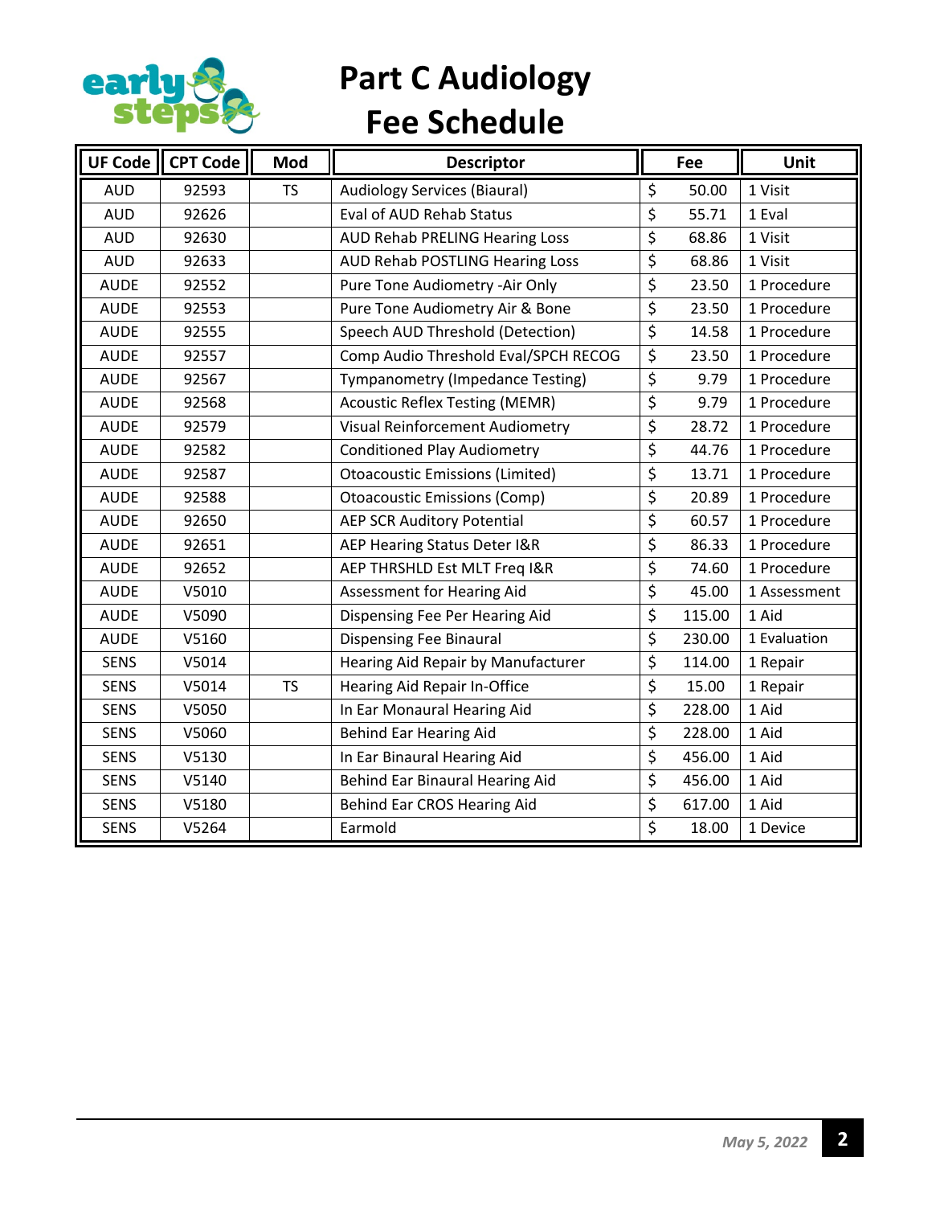# Part C Audiology Fee Schedule

| UF Code | CPT Code | Mod | Descriptor | Fee | Unit |
|---|---|---|---|---|---|
| AUD | 92593 | TS | Audiology Services (Biaural) | $ 50.00 | 1 Visit |
| AUD | 92626 | | Eval of AUD Rehab Status | $ 55.71 | 1 Eval |
| AUD | 92630 | | AUD Rehab PRELING Hearing Loss | $ 68.86 | 1 Visit |
| AUD | 92633 | | AUD Rehab POSTLING Hearing Loss | $ 68.86 | 1 Visit |
| AUDE | 92552 | | Pure Tone Audiometry -Air Only | $ 23.50 | 1 Procedure |
| AUDE | 92553 | | Pure Tone Audiometry Air & Bone | $ 23.50 | 1 Procedure |
| AUDE | 92555 | | Speech AUD Threshold (Detection) | $ 14.58 | 1 Procedure |
| AUDE | 92557 | | Comp Audio Threshold Eval/SPCH RECOG | $ 23.50 | 1 Procedure |
| AUDE | 92567 | | Tympanometry (Impedance Testing) | $ 9.79 | 1 Procedure |
| AUDE | 92568 | | Acoustic Reflex Testing (MEMR) | $ 9.79 | 1 Procedure |
| AUDE | 92579 | | Visual Reinforcement Audiometry | $ 28.72 | 1 Procedure |
| AUDE | 92582 | | Conditioned Play Audiometry | $ 44.76 | 1 Procedure |
| AUDE | 92587 | | Otoacoustic Emissions (Limited) | $ 13.71 | 1 Procedure |
| AUDE | 92588 | | Otoacoustic Emissions (Comp) | $ 20.89 | 1 Procedure |
| AUDE | 92650 | | AEP SCR Auditory Potential | $ 60.57 | 1 Procedure |
| AUDE | 92651 | | AEP Hearing Status Deter I&R | $ 86.33 | 1 Procedure |
| AUDE | 92652 | | AEP THRSHLD Est MLT Freq I&R | $ 74.60 | 1 Procedure |
| AUDE | V5010 | | Assessment for Hearing Aid | $ 45.00 | 1 Assessment |
| AUDE | V5090 | | Dispensing Fee Per Hearing Aid | $ 115.00 | 1 Aid |
| AUDE | V5160 | | Dispensing Fee Binaural | $ 230.00 | 1 Evaluation |
| SENS | V5014 | | Hearing Aid Repair by Manufacturer | $ 114.00 | 1 Repair |
| SENS | V5014 | TS | Hearing Aid Repair In-Office | $ 15.00 | 1 Repair |
| SENS | V5050 | | In Ear Monaural Hearing Aid | $ 228.00 | 1 Aid |
| SENS | V5060 | | Behind Ear Hearing Aid | $ 228.00 | 1 Aid |
| SENS | V5130 | | In Ear Binaural Hearing Aid | $ 456.00 | 1 Aid |
| SENS | V5140 | | Behind Ear Binaural Hearing Aid | $ 456.00 | 1 Aid |
| SENS | V5180 | | Behind Ear CROS Hearing Aid | $ 617.00 | 1 Aid |
| SENS | V5264 | | Earmold | $ 18.00 | 1 Device |

*May 5, 2022*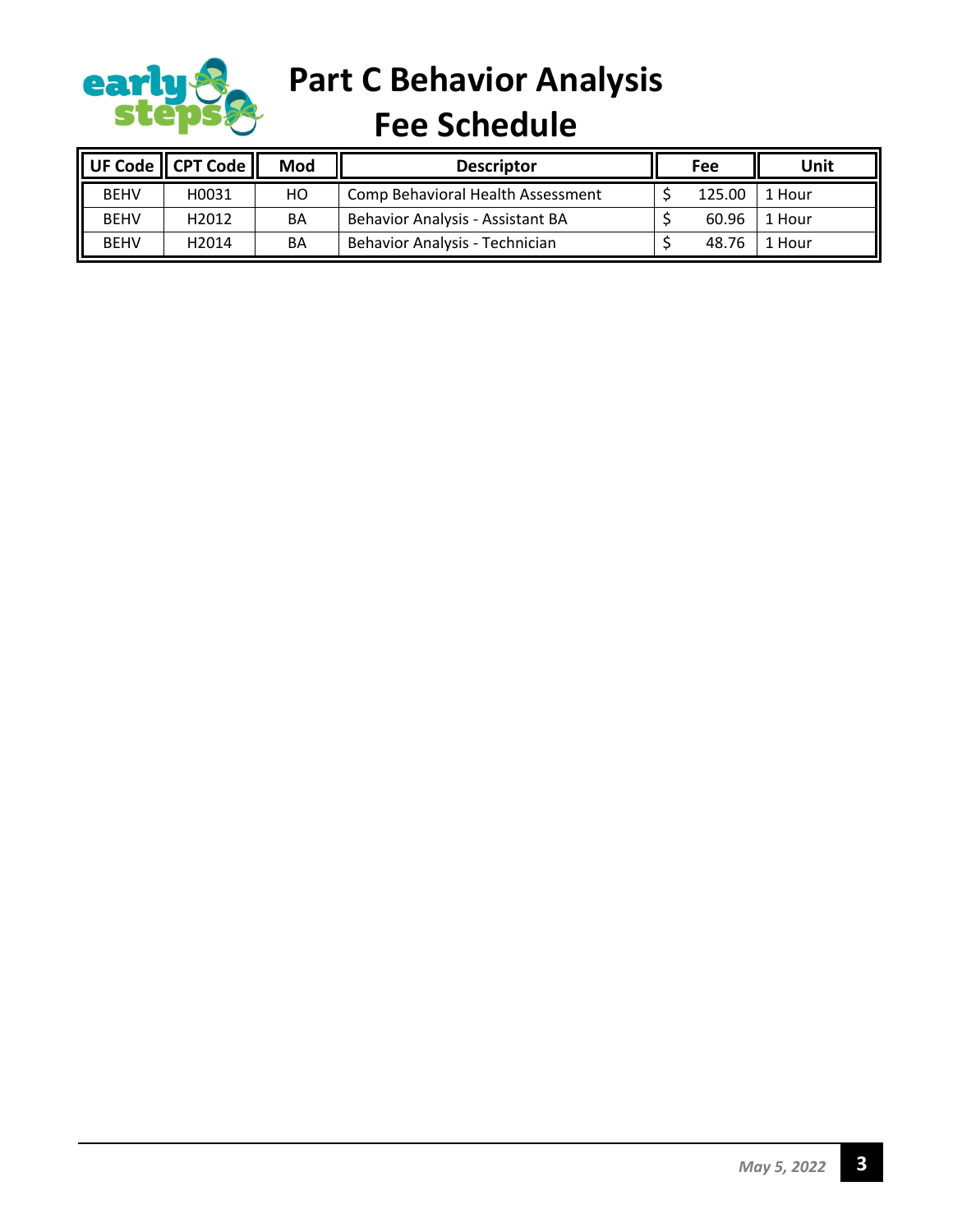# Part C Behavior Analysis Fee Schedule

| UF Code | CPT Code | Mod | Descriptor | Fee | Unit |
|---|---|---|---|---|---|
| BEHV | H0031 | HO | Comp Behavioral Health Assessment | $ 125.00 | 1 Hour |
| BEHV | H2012 | BA | Behavior Analysis - Assistant BA | $ 60.96 | 1 Hour |
| BEHV | H2014 | BA | Behavior Analysis - Technician | $ 48.76 | 1 Hour |

*May 5, 2022*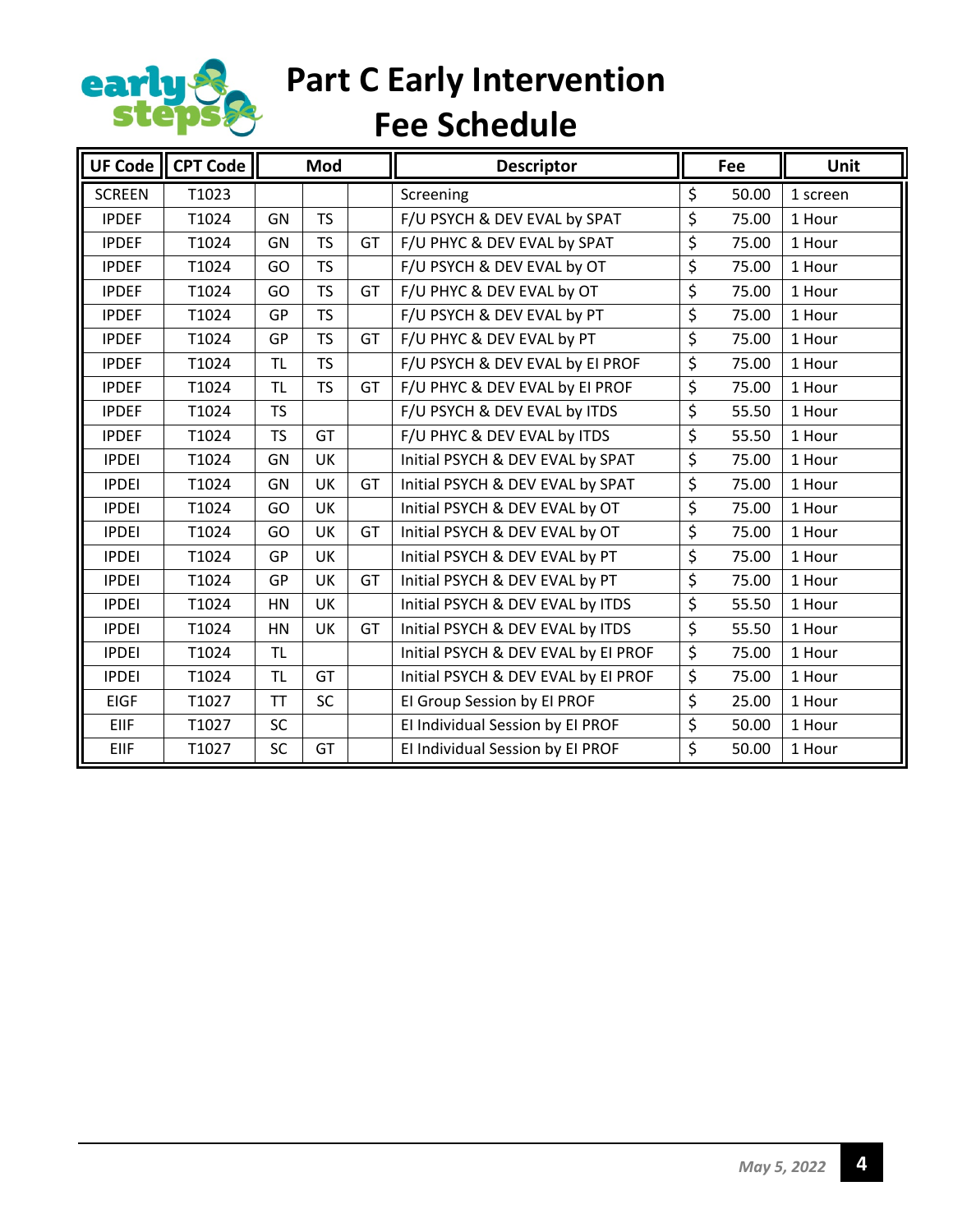# Part C Early Intervention Fee Schedule

| UF Code | CPT Code | Mod | | | Descriptor | Fee | Unit |
|---|---|---|---|---|---|---|---|
| SCREEN | T1023 | | | | Screening | $ 50.00 | 1 screen |
| IPDEF | T1024 | GN | TS | | F/U PSYCH & DEV EVAL by SPAT | $ 75.00 | 1 Hour |
| IPDEF | T1024 | GN | TS | GT | F/U PHYC & DEV EVAL by SPAT | $ 75.00 | 1 Hour |
| IPDEF | T1024 | GO | TS | | F/U PSYCH & DEV EVAL by OT | $ 75.00 | 1 Hour |
| IPDEF | T1024 | GO | TS | GT | F/U PHYC & DEV EVAL by OT | $ 75.00 | 1 Hour |
| IPDEF | T1024 | GP | TS | | F/U PSYCH & DEV EVAL by PT | $ 75.00 | 1 Hour |
| IPDEF | T1024 | GP | TS | GT | F/U PHYC & DEV EVAL by PT | $ 75.00 | 1 Hour |
| IPDEF | T1024 | TL | TS | | F/U PSYCH & DEV EVAL by EI PROF | $ 75.00 | 1 Hour |
| IPDEF | T1024 | TL | TS | GT | F/U PHYC & DEV EVAL by EI PROF | $ 75.00 | 1 Hour |
| IPDEF | T1024 | TS | | | F/U PSYCH & DEV EVAL by ITDS | $ 55.50 | 1 Hour |
| IPDEF | T1024 | TS | GT | | F/U PHYC & DEV EVAL by ITDS | $ 55.50 | 1 Hour |
| IPDEI | T1024 | GN | UK | | Initial PSYCH & DEV EVAL by SPAT | $ 75.00 | 1 Hour |
| IPDEI | T1024 | GN | UK | GT | Initial PSYCH & DEV EVAL by SPAT | $ 75.00 | 1 Hour |
| IPDEI | T1024 | GO | UK | | Initial PSYCH & DEV EVAL by OT | $ 75.00 | 1 Hour |
| IPDEI | T1024 | GO | UK | GT | Initial PSYCH & DEV EVAL by OT | $ 75.00 | 1 Hour |
| IPDEI | T1024 | GP | UK | | Initial PSYCH & DEV EVAL by PT | $ 75.00 | 1 Hour |
| IPDEI | T1024 | GP | UK | GT | Initial PSYCH & DEV EVAL by PT | $ 75.00 | 1 Hour |
| IPDEI | T1024 | HN | UK | | Initial PSYCH & DEV EVAL by ITDS | $ 55.50 | 1 Hour |
| IPDEI | T1024 | HN | UK | GT | Initial PSYCH & DEV EVAL by ITDS | $ 55.50 | 1 Hour |
| IPDEI | T1024 | TL | | | Initial PSYCH & DEV EVAL by EI PROF | $ 75.00 | 1 Hour |
| IPDEI | T1024 | TL | GT | | Initial PSYCH & DEV EVAL by EI PROF | $ 75.00 | 1 Hour |
| EIGF | T1027 | TT | SC | | EI Group Session by EI PROF | $ 25.00 | 1 Hour |
| EIIF | T1027 | SC | | | EI Individual Session by EI PROF | $ 50.00 | 1 Hour |
| EIIF | T1027 | SC | GT | | EI Individual Session by EI PROF | $ 50.00 | 1 Hour |

*May 5, 2022*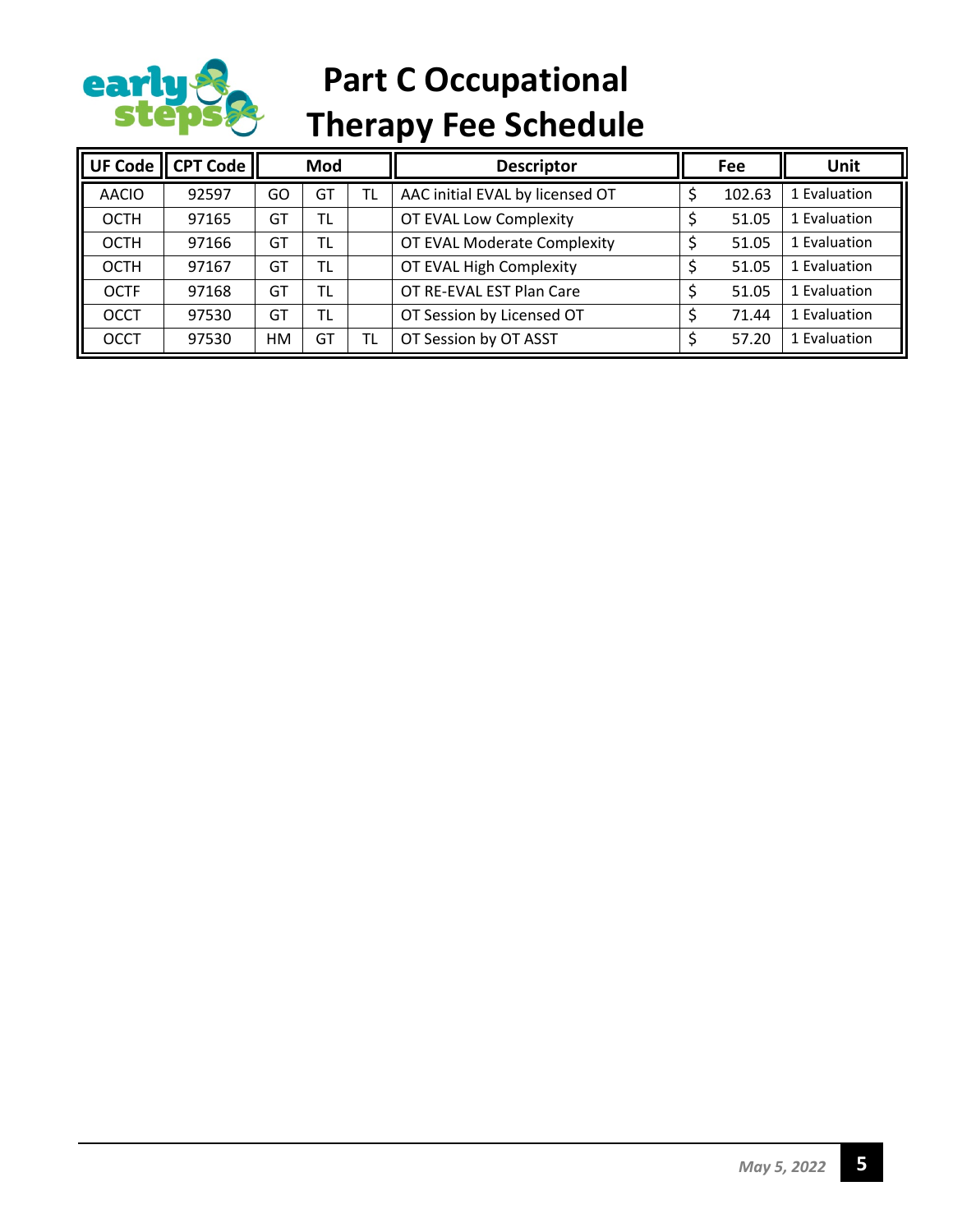# Part C Occupational Therapy Fee Schedule

| UF Code | CPT Code | Mod | | | Descriptor | Fee | Unit |
|---|---|---|---|---|---|---|---|
| AACIO | 92597 | GO | GT | TL | AAC initial EVAL by licensed OT | $ 102.63 | 1 Evaluation |
| OCTH | 97165 | GT | TL | | OT EVAL Low Complexity | $ 51.05 | 1 Evaluation |
| OCTH | 97166 | GT | TL | | OT EVAL Moderate Complexity | $ 51.05 | 1 Evaluation |
| OCTH | 97167 | GT | TL | | OT EVAL High Complexity | $ 51.05 | 1 Evaluation |
| OCTF | 97168 | GT | TL | | OT RE-EVAL EST Plan Care | $ 51.05 | 1 Evaluation |
| OCCT | 97530 | GT | TL | | OT Session by Licensed OT | $ 71.44 | 1 Evaluation |
| OCCT | 97530 | HM | GT | TL | OT Session by OT ASST | $ 57.20 | 1 Evaluation |

*May 5, 2022*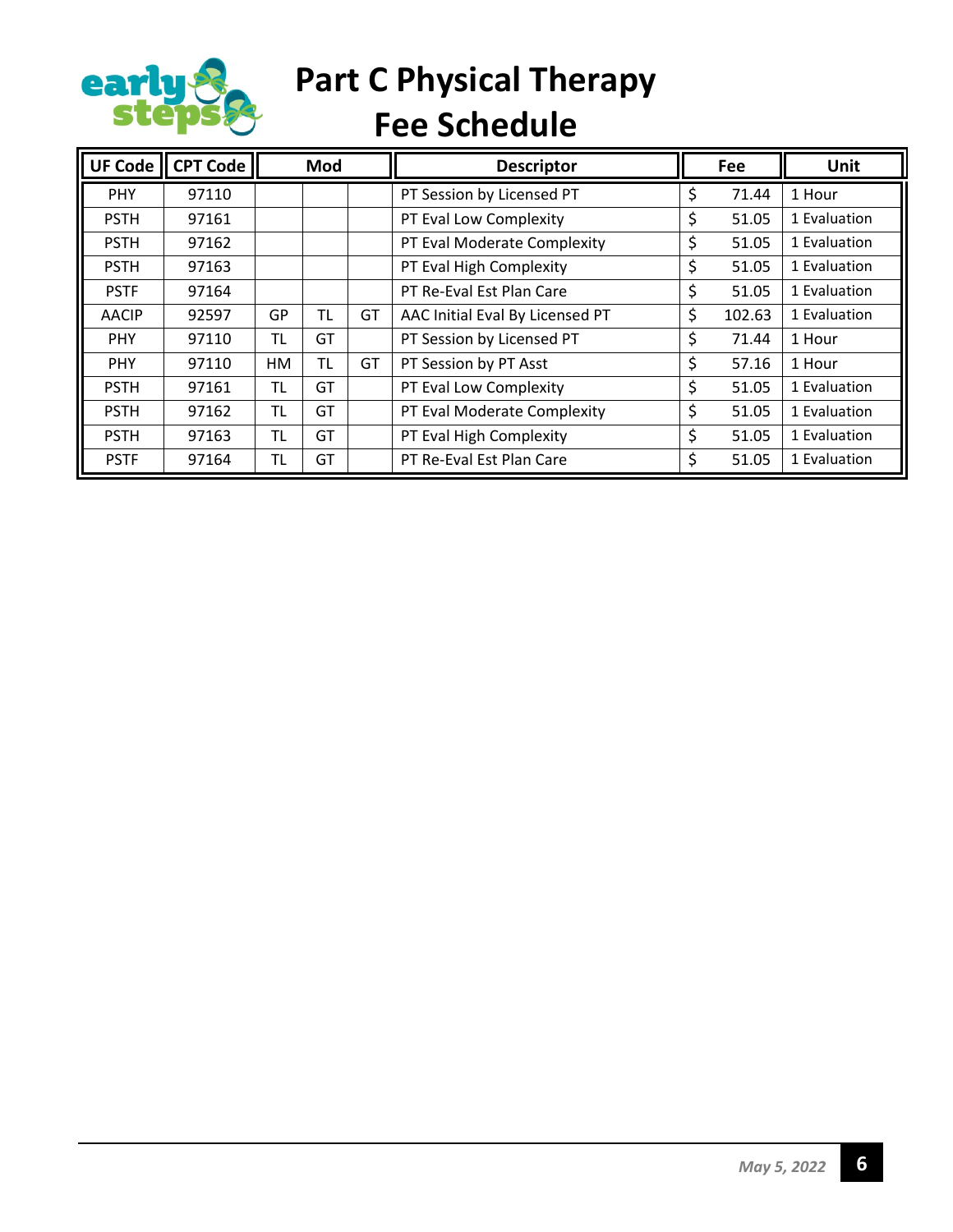# Part C Physical Therapy Fee Schedule

| UF Code | CPT Code | Mod | | | Descriptor | Fee | Unit |
|---|---|---|---|---|---|---|---|
| PHY | 97110 | | | | PT Session by Licensed PT | $ 71.44 | 1 Hour |
| PSTH | 97161 | | | | PT Eval Low Complexity | $ 51.05 | 1 Evaluation |
| PSTH | 97162 | | | | PT Eval Moderate Complexity | $ 51.05 | 1 Evaluation |
| PSTH | 97163 | | | | PT Eval High Complexity | $ 51.05 | 1 Evaluation |
| PSTF | 97164 | | | | PT Re-Eval Est Plan Care | $ 51.05 | 1 Evaluation |
| AACIP | 92597 | GP | TL | GT | AAC Initial Eval By Licensed PT | $ 102.63 | 1 Evaluation |
| PHY | 97110 | TL | GT | | PT Session by Licensed PT | $ 71.44 | 1 Hour |
| PHY | 97110 | HM | TL | GT | PT Session by PT Asst | $ 57.16 | 1 Hour |
| PSTH | 97161 | TL | GT | | PT Eval Low Complexity | $ 51.05 | 1 Evaluation |
| PSTH | 97162 | TL | GT | | PT Eval Moderate Complexity | $ 51.05 | 1 Evaluation |
| PSTH | 97163 | TL | GT | | PT Eval High Complexity | $ 51.05 | 1 Evaluation |
| PSTF | 97164 | TL | GT | | PT Re-Eval Est Plan Care | $ 51.05 | 1 Evaluation |

*May 5, 2022*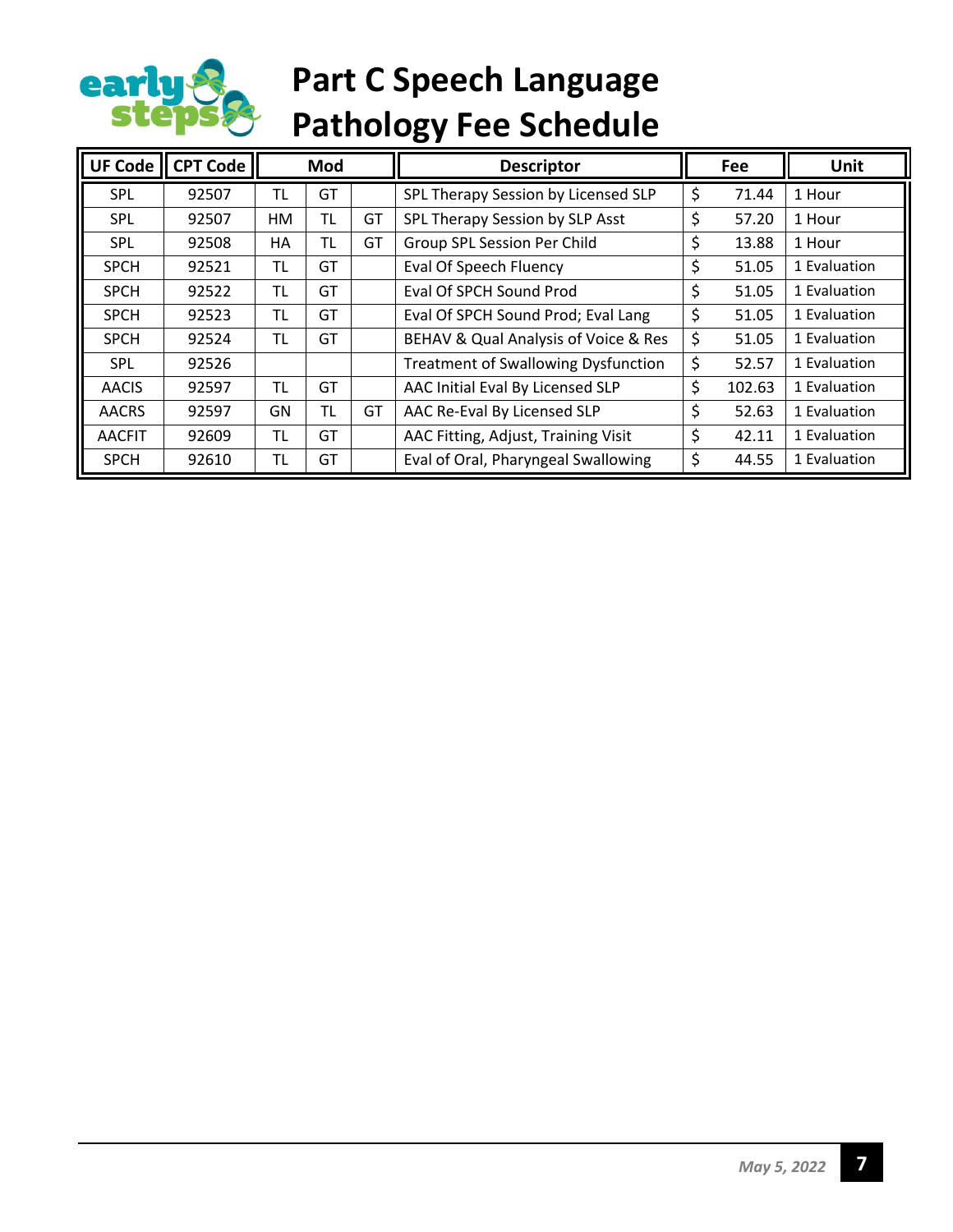# Part C Speech Language Pathology Fee Schedule

| UF Code | CPT Code | Mod | | | Descriptor | Fee | Unit |
|---|---|---|---|---|---|---|---|
| SPL | 92507 | TL | GT | | SPL Therapy Session by Licensed SLP | $ 71.44 | 1 Hour |
| SPL | 92507 | HM | TL | GT | SPL Therapy Session by SLP Asst | $ 57.20 | 1 Hour |
| SPL | 92508 | HA | TL | GT | Group SPL Session Per Child | $ 13.88 | 1 Hour |
| SPCH | 92521 | TL | GT | | Eval Of Speech Fluency | $ 51.05 | 1 Evaluation |
| SPCH | 92522 | TL | GT | | Eval Of SPCH Sound Prod | $ 51.05 | 1 Evaluation |
| SPCH | 92523 | TL | GT | | Eval Of SPCH Sound Prod; Eval Lang | $ 51.05 | 1 Evaluation |
| SPCH | 92524 | TL | GT | | BEHAV & Qual Analysis of Voice & Res | $ 51.05 | 1 Evaluation |
| SPL | 92526 | | | | Treatment of Swallowing Dysfunction | $ 52.57 | 1 Evaluation |
| AACIS | 92597 | TL | GT | | AAC Initial Eval By Licensed SLP | $ 102.63 | 1 Evaluation |
| AACRS | 92597 | GN | TL | GT | AAC Re-Eval By Licensed SLP | $ 52.63 | 1 Evaluation |
| AACFIT | 92609 | TL | GT | | AAC Fitting, Adjust, Training Visit | $ 42.11 | 1 Evaluation |
| SPCH | 92610 | TL | GT | | Eval of Oral, Pharyngeal Swallowing | $ 44.55 | 1 Evaluation |

*May 5, 2022*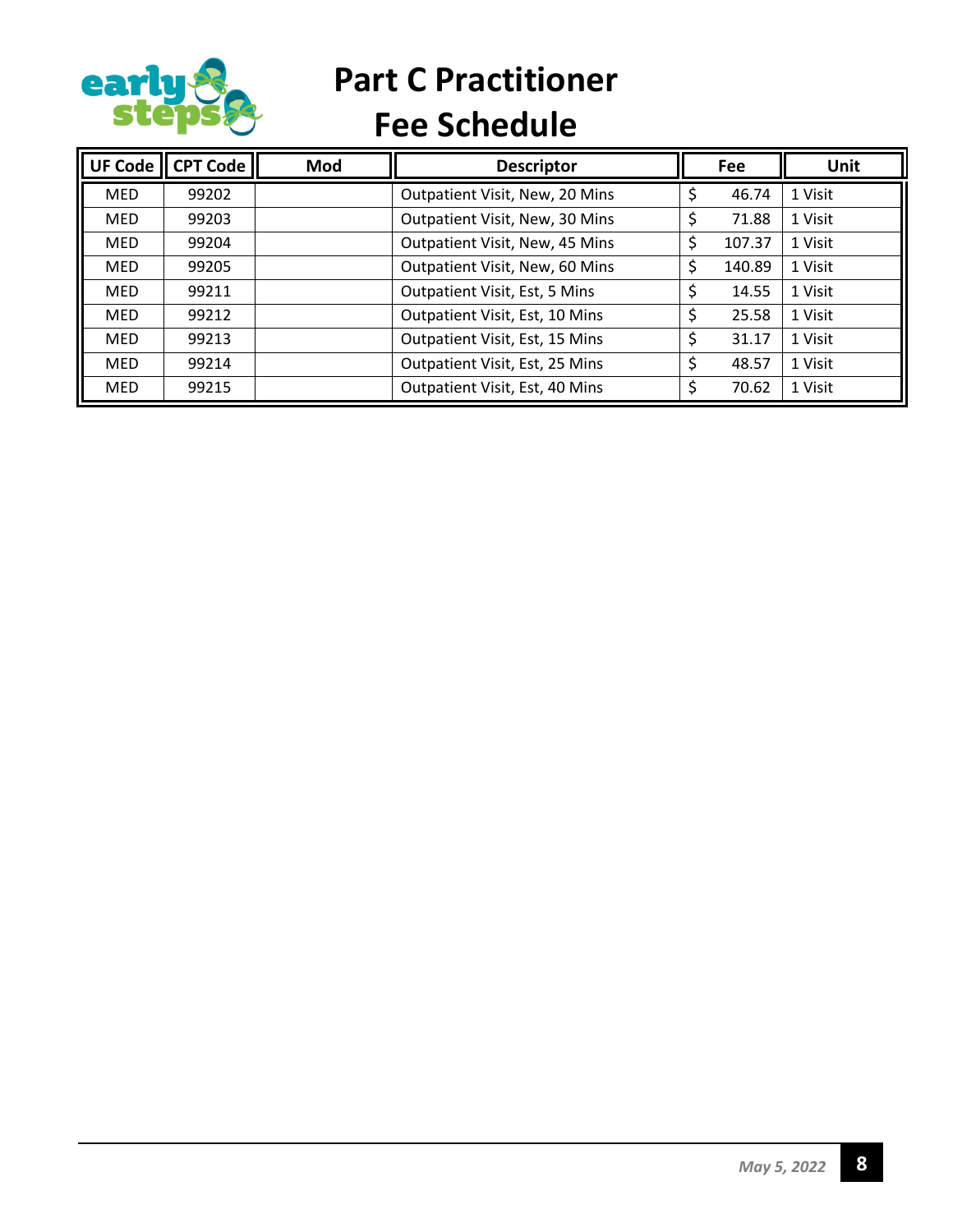# Part C Practitioner Fee Schedule

| UF Code | CPT Code | Mod | Descriptor | Fee | Unit |
|---|---|---|---|---|---|
| MED | 99202 | | Outpatient Visit, New, 20 Mins | $ 46.74 | 1 Visit |
| MED | 99203 | | Outpatient Visit, New, 30 Mins | $ 71.88 | 1 Visit |
| MED | 99204 | | Outpatient Visit, New, 45 Mins | $ 107.37 | 1 Visit |
| MED | 99205 | | Outpatient Visit, New, 60 Mins | $ 140.89 | 1 Visit |
| MED | 99211 | | Outpatient Visit, Est, 5 Mins | $ 14.55 | 1 Visit |
| MED | 99212 | | Outpatient Visit, Est, 10 Mins | $ 25.58 | 1 Visit |
| MED | 99213 | | Outpatient Visit, Est, 15 Mins | $ 31.17 | 1 Visit |
| MED | 99214 | | Outpatient Visit, Est, 25 Mins | $ 48.57 | 1 Visit |
| MED | 99215 | | Outpatient Visit, Est, 40 Mins | $ 70.62 | 1 Visit |

*May 5, 2022*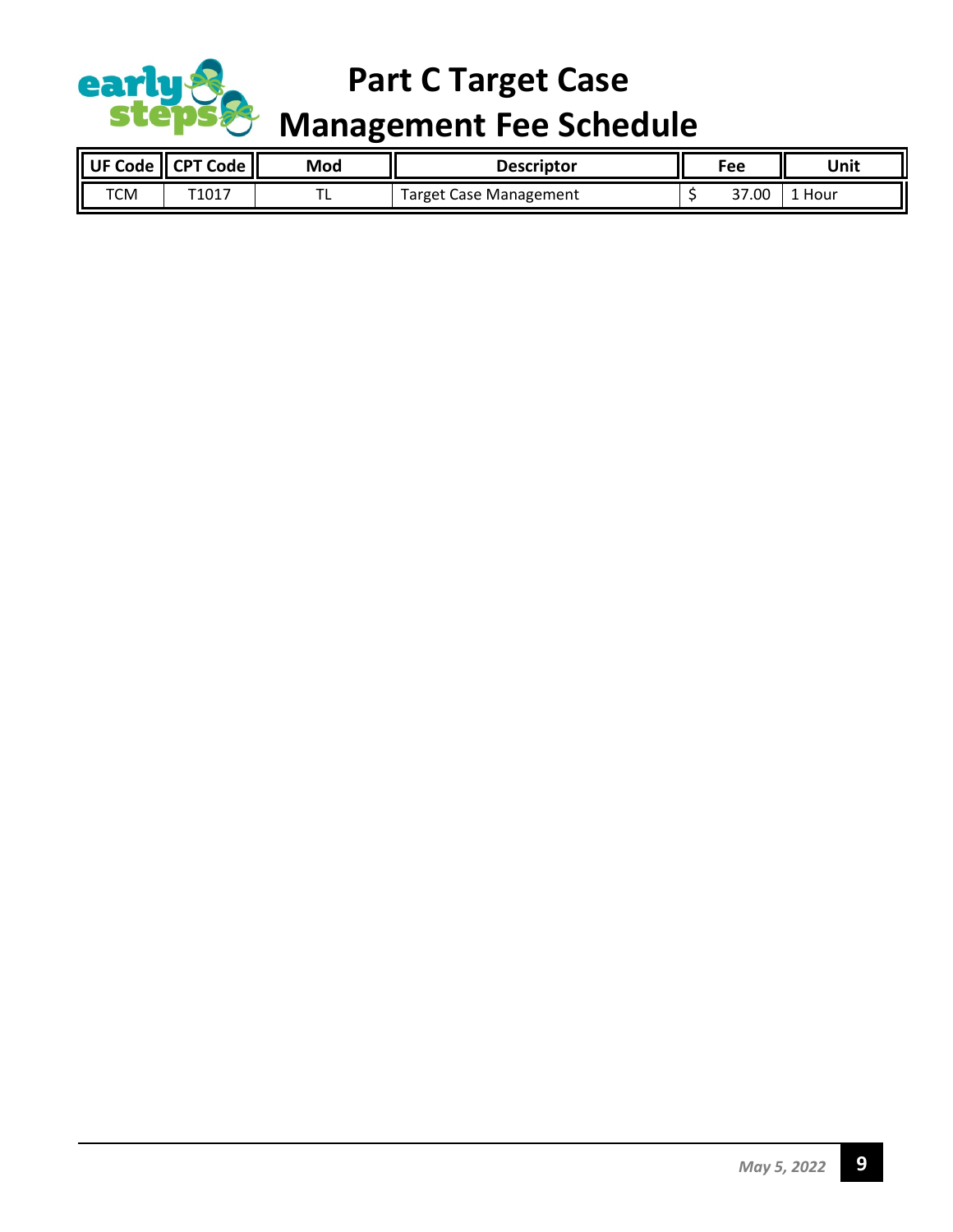# Part C Target Case Management Fee Schedule

| UF Code | CPT Code | Mod | Descriptor | Fee | Unit |
|---|---|---|---|---|---|
| TCM | T1017 | TL | Target Case Management | $ 37.00 | 1 Hour |

*May 5, 2022*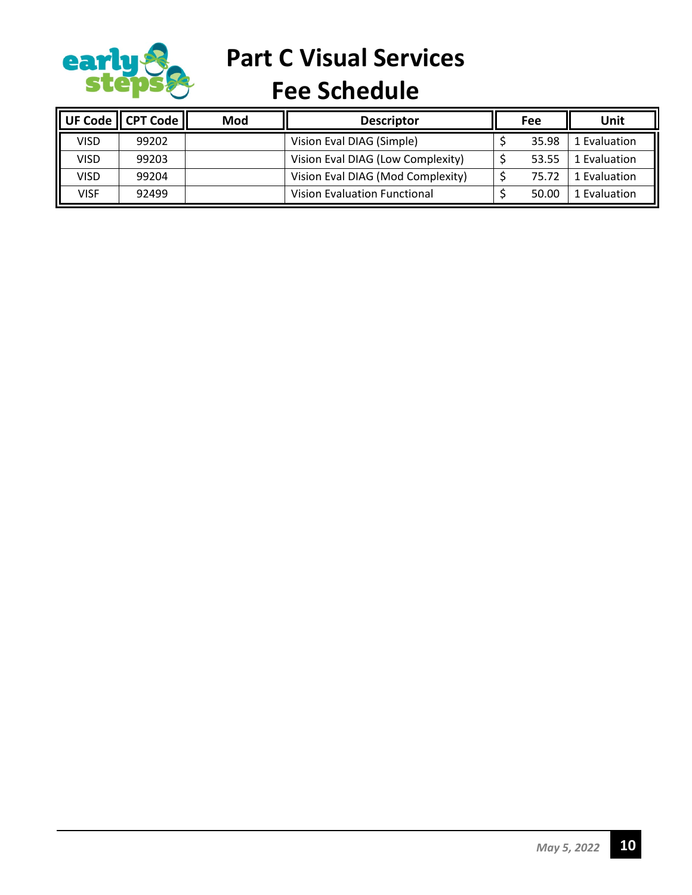# Part C Visual Services Fee Schedule

| UF Code | CPT Code | Mod | Descriptor | Fee | Unit |
|---|---|---|---|---|---|
| VISD | 99202 | | Vision Eval DIAG (Simple) | $ 35.98 | 1 Evaluation |
| VISD | 99203 | | Vision Eval DIAG (Low Complexity) | $ 53.55 | 1 Evaluation |
| VISD | 99204 | | Vision Eval DIAG (Mod Complexity) | $ 75.72 | 1 Evaluation |
| VISF | 92499 | | Vision Evaluation Functional | $ 50.00 | 1 Evaluation |

*May 5, 2022*